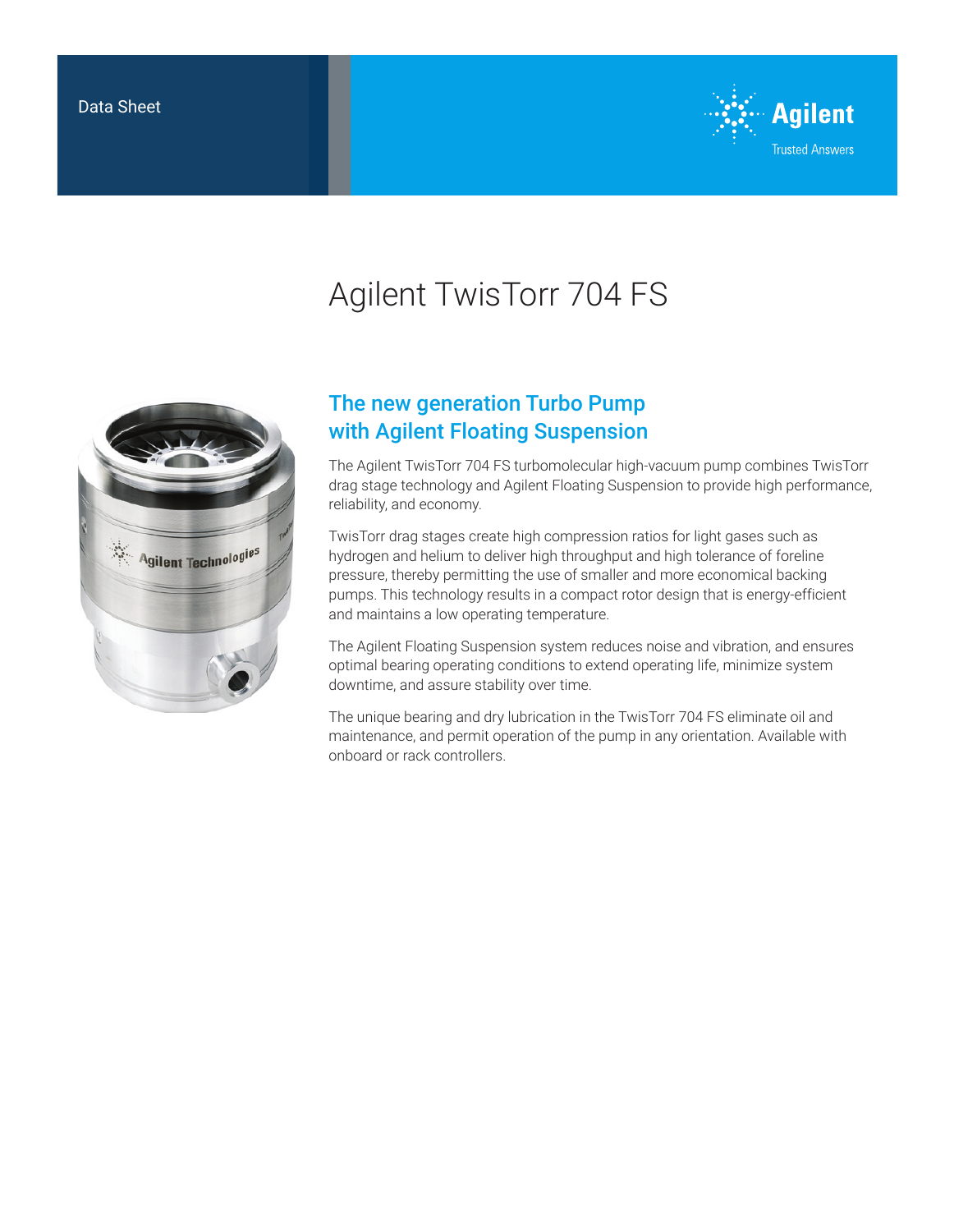Data Sheet

# Agilent TwisTorr 704 FS

## The new generation Turbo Pump with Agilent Floating Suspension

The Agilent TwisTorr 704 FS turbomolecular high-vacuum pump combines TwisTorr drag stage technology and Agilent Floating Suspension to provide high performance, reliability, and economy.

TwisTorr drag stages create high compression ratios for light gases such as hydrogen and helium to deliver high throughput and high tolerance of foreline pressure, thereby permitting the use of smaller and more economical backing pumps. This technology results in a compact rotor design that is energy-efficient and maintains a low operating temperature.

The Agilent Floating Suspension system reduces noise and vibration, and ensures optimal bearing operating conditions to extend operating life, minimize system downtime, and assure stability over time.

The unique bearing and dry lubrication in the TwisTorr 704 FS eliminate oil and maintenance, and permit operation of the pump in any orientation. Available with onboard or rack controllers.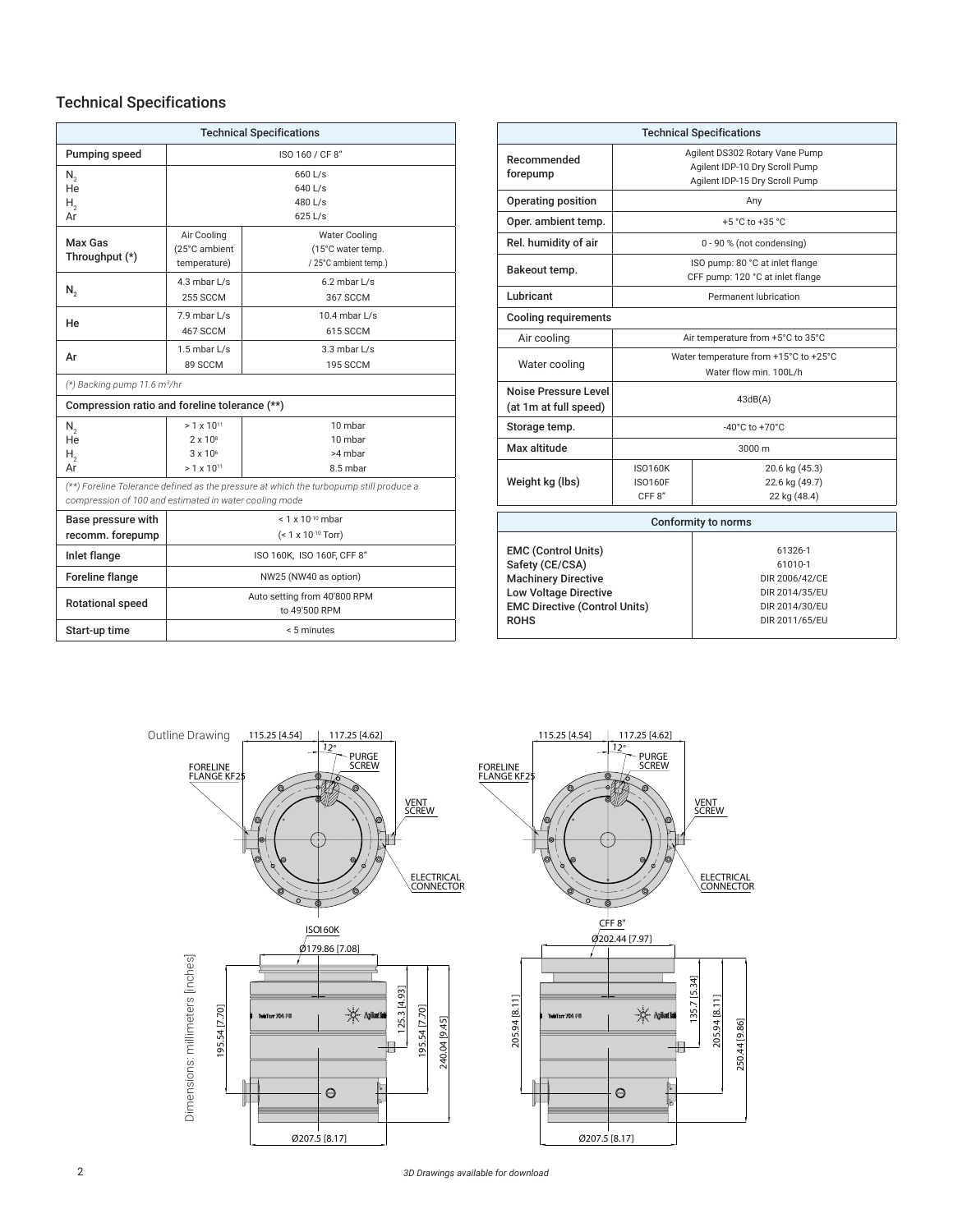## Technical Specifications

| Technical Specifications | | |
|---|---|---|
| Pumping speed | ISO 160 / CF 8" | |
| $N_2$<br>He<br>$H_2$<br>Ar | 660 L/s<br>640 L/s<br>480 L/s<br>625 L/s | |
| Max Gas Throughput (*) | Air Cooling (25°C ambient temperature) | Water Cooling (15°C water temp. / 25°C ambient temp.) |
| $N_2$ | 4.3 mbar L/s<br>255 SCCM | 6.2 mbar L/s<br>367 SCCM |
| He | 7.9 mbar L/s<br>467 SCCM | 10.4 mbar L/s<br>615 SCCM |
| Ar | 1.5 mbar L/s<br>89 SCCM | 3.3 mbar L/s<br>195 SCCM |
| *(*) Backing pump 11.6 m³/hr* | | |
| Compression ratio and foreline tolerance (**) | | |
| $N_2$<br>He<br>$H_2$<br>Ar | $> 1 \times 10^{11}$<br>$2 \times 10^{8}$<br>$3 \times 10^{6}$<br>$> 1 \times 10^{11}$ | 10 mbar<br>10 mbar<br>>4 mbar<br>8.5 mbar |
| *(**) Foreline Tolerance defined as the pressure at which the turbopump still produce a compression of 100 and estimated in water cooling mode* | | |
| Base pressure with recomm. forepump | $< 1 \times 10^{-10}$ mbar<br>($< 1 \times 10^{-10}$ Torr) | |
| Inlet flange | ISO 160K, ISO 160F, CFF 8" | |
| Foreline flange | NW25 (NW40 as option) | |
| Rotational speed | Auto setting from 40'800 RPM to 49'500 RPM | |
| Start-up time | < 5 minutes | |

| Technical Specifications | | |
|---|---|---|
| Recommended forepump | Agilent DS302 Rotary Vane Pump<br>Agilent IDP-10 Dry Scroll Pump<br>Agilent IDP-15 Dry Scroll Pump | |
| Operating position | Any | |
| Oper. ambient temp. | +5 °C to +35 °C | |
| Rel. humidity of air | 0 - 90 % (not condensing) | |
| Bakeout temp. | ISO pump: 80 °C at inlet flange<br>CFF pump: 120 °C at inlet flange | |
| Lubricant | Permanent lubrication | |
| Cooling requirements | | |
| Air cooling | Air temperature from +5°C to 35°C | |
| Water cooling | Water temperature from +15°C to +25°C<br>Water flow min. 100L/h | |
| Noise Pressure Level (at 1m at full speed) | 43dB(A) | |
| Storage temp. | -40°C to +70°C | |
| Max altitude | 3000 m | |
| Weight kg (lbs) | ISO160K<br>ISO160F<br>CFF 8" | 20.6 kg (45.3)<br>22.6 kg (49.7)<br>22 kg (48.4) |

| Conformity to norms | |
|---|---|
| EMC (Control Units) | 61326-1 |
| Safety (CE/CSA) | 61010-1 |
| Machinery Directive | DIR 2006/42/CE |
| Low Voltage Directive | DIR 2014/35/EU |
| EMC Directive (Control Units) | DIR 2014/30/EU |
| ROHS | DIR 2011/65/EU |

Outline Drawing

Dimensions: millimeters [inches]

*3D Drawings available for download*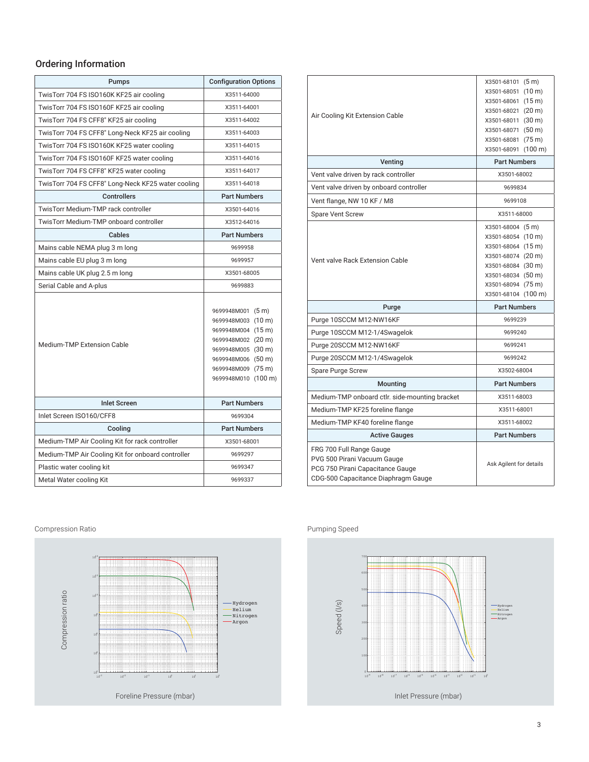## Ordering Information

| Pumps | Configuration Options |
|---|---|
| TwisTorr 704 FS ISO160K KF25 air cooling | X3511-64000 |
| TwisTorr 704 FS ISO160F KF25 air cooling | X3511-64001 |
| TwisTorr 704 FS CFF8" KF25 air cooling | X3511-64002 |
| TwisTorr 704 FS CFF8" Long-Neck KF25 air cooling | X3511-64003 |
| TwisTorr 704 FS ISO160K KF25 water cooling | X3511-64015 |
| TwisTorr 704 FS ISO160F KF25 water cooling | X3511-64016 |
| TwisTorr 704 FS CFF8" KF25 water cooling | X3511-64017 |
| TwisTorr 704 FS CFF8" Long-Neck KF25 water cooling | X3511-64018 |
| **Controllers** | **Part Numbers** |
| TwisTorr Medium-TMP rack controller | X3501-64016 |
| TwisTorr Medium-TMP onboard controller | X3512-64016 |
| **Cables** | **Part Numbers** |
| Mains cable NEMA plug 3 m long | 9699958 |
| Mains cable EU plug 3 m long | 9699957 |
| Mains cable UK plug 2.5 m long | X3501-68005 |
| Serial Cable and A-plus | 9699883 |
| Medium-TMP Extension Cable | 9699948M001 (5 m)<br>9699948M003 (10 m)<br>9699948M004 (15 m)<br>9699948M002 (20 m)<br>9699948M005 (30 m)<br>9699948M006 (50 m)<br>9699948M009 (75 m)<br>9699948M010 (100 m) |
| **Inlet Screen** | **Part Numbers** |
| Inlet Screen ISO160/CFF8 | 9699304 |
| **Cooling** | **Part Numbers** |
| Medium-TMP Air Cooling Kit for rack controller | X3501-68001 |
| Medium-TMP Air Cooling Kit for onboard controller | 9699297 |
| Plastic water cooling kit | 9699347 |
| Metal Water cooling Kit | 9699337 |
| Air Cooling Kit Extension Cable | X3501-68101 (5 m)<br>X3501-68051 (10 m)<br>X3501-68061 (15 m)<br>X3501-68021 (20 m)<br>X3501-68011 (30 m)<br>X3501-68071 (50 m)<br>X3501-68081 (75 m)<br>X3501-68091 (100 m) |
| **Venting** | **Part Numbers** |
| Vent valve driven by rack controller | X3501-68002 |
| Vent valve driven by onboard controller | 9699834 |
| Vent flange, NW 10 KF / M8 | 9699108 |
| Spare Vent Screw | X3511-68000 |
| Vent valve Rack Extension Cable | X3501-68004 (5 m)<br>X3501-68054 (10 m)<br>X3501-68064 (15 m)<br>X3501-68074 (20 m)<br>X3501-68084 (30 m)<br>X3501-68034 (50 m)<br>X3501-68094 (75 m)<br>X3501-68104 (100 m) |
| **Purge** | **Part Numbers** |
| Purge 10SCCM M12-NW16KF | 9699239 |
| Purge 10SCCM M12-1/4Swagelok | 9699240 |
| Purge 20SCCM M12-NW16KF | 9699241 |
| Purge 20SCCM M12-1/4Swagelok | 9699242 |
| Spare Purge Screw | X3502-68004 |
| **Mounting** | **Part Numbers** |
| Medium-TMP onboard ctlr. side-mounting bracket | X3511-68003 |
| Medium-TMP KF25 foreline flange | X3511-68001 |
| Medium-TMP KF40 foreline flange | X3511-68002 |
| **Active Gauges** | **Part Numbers** |
| FRG 700 Full Range Gauge<br>PVG 500 Pirani Vacuum Gauge<br>PCG 750 Pirani Capacitance Gauge<br>CDG-500 Capacitance Diaphragm Gauge | Ask Agilent for details |

Compression Ratio

Pumping Speed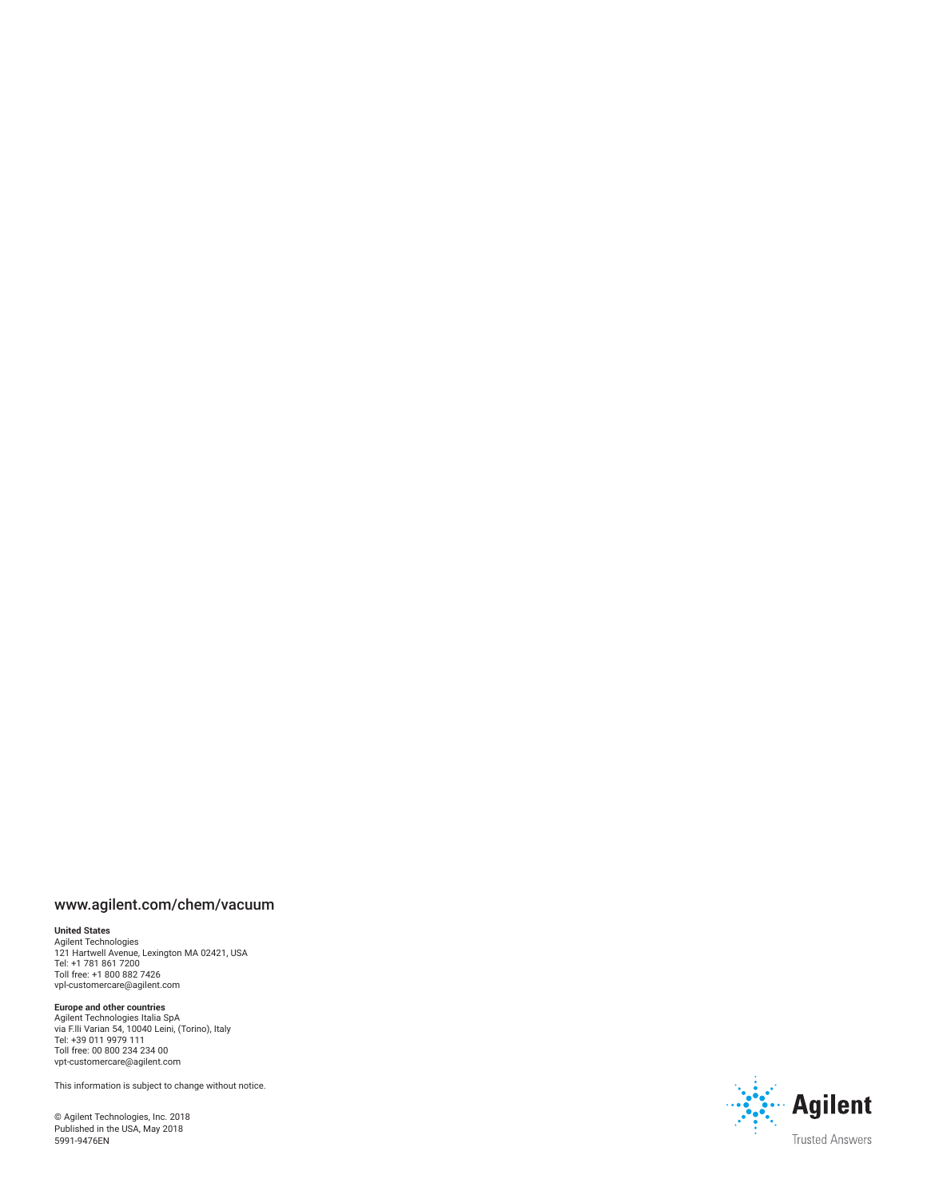www.agilent.com/chem/vacuum

**United States**
Agilent Technologies
121 Hartwell Avenue, Lexington MA 02421, USA
Tel: +1 781 861 7200
Toll free: +1 800 882 7426
vpl-customercare@agilent.com

**Europe and other countries**
Agilent Technologies Italia SpA
via F.lli Varian 54, 10040 Leini, (Torino), Italy
Tel: +39 011 9979 111
Toll free: 00 800 234 234 00
vpt-customercare@agilent.com

This information is subject to change without notice.

© Agilent Technologies, Inc. 2018
Published in the USA, May 2018
5991-9476EN

Agilent
Trusted Answers